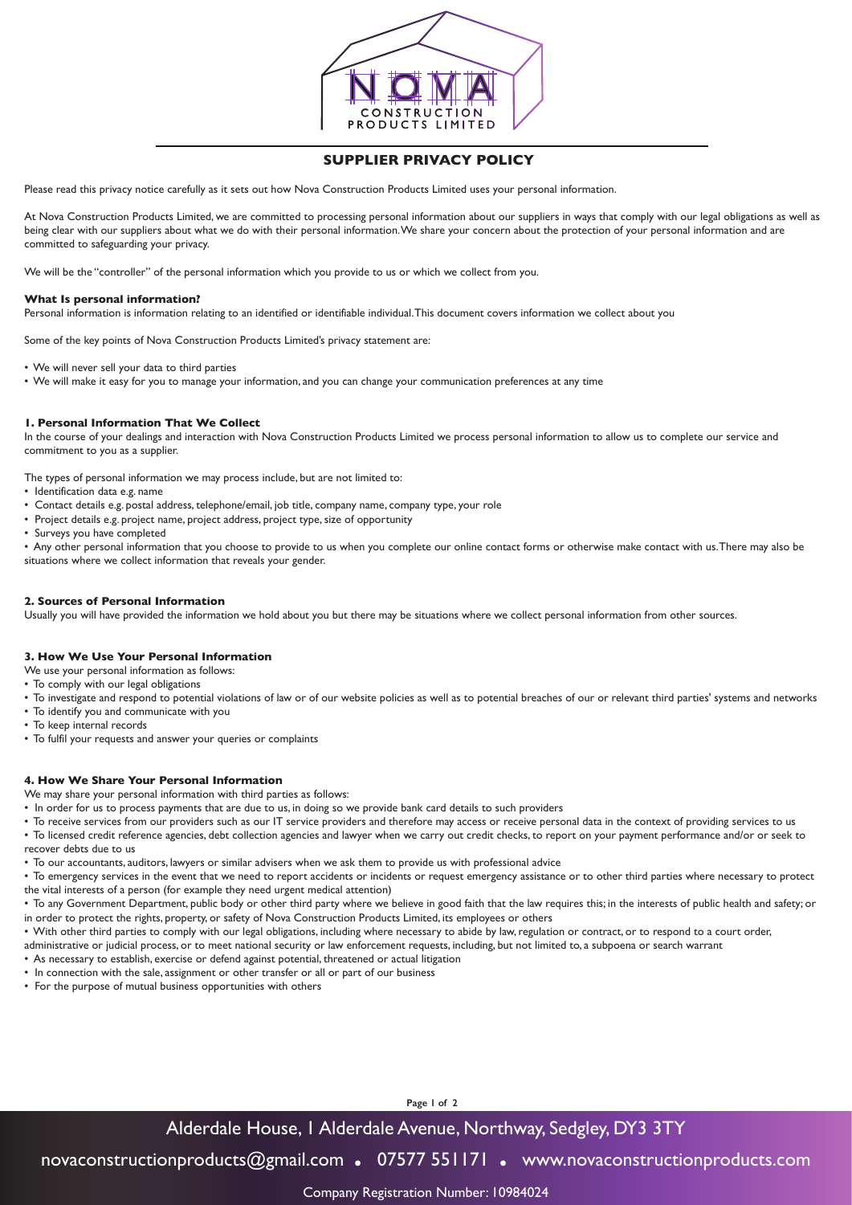# SUPPLIER PRIVACY POLICY

Please read this privacy notice carefully as it sets out how Nova Construction Products Limited uses your personal information.

At Nova Construction Products Limited, we are committed to processing personal information about our suppliers in ways that comply with our legal obligations as well as being clear with our suppliers about what we do with their personal information. We share your concern about the protection of your personal information and are committed to safeguarding your privacy.

We will be the "controller" of the personal information which you provide to us or which we collect from you.

### What Is personal information?

Personal information is information relating to an identified or identifiable individual. This document covers information we collect about you

Some of the key points of Nova Construction Products Limited's privacy statement are:

- We will never sell your data to third parties
- We will make it easy for you to manage your information, and you can change your communication preferences at any time

### 1. Personal Information That We Collect

In the course of your dealings and interaction with Nova Construction Products Limited we process personal information to allow us to complete our service and commitment to you as a supplier.

The types of personal information we may process include, but are not limited to:

- Identification data e.g. name
- Contact details e.g. postal address, telephone/email, job title, company name, company type, your role
- Project details e.g. project name, project address, project type, size of opportunity
- Surveys you have completed
- Any other personal information that you choose to provide to us when you complete our online contact forms or otherwise make contact with us. There may also be situations where we collect information that reveals your gender.

### 2. Sources of Personal Information

Usually you will have provided the information we hold about you but there may be situations where we collect personal information from other sources.

### 3. How We Use Your Personal Information

We use your personal information as follows:

- To comply with our legal obligations
- To investigate and respond to potential violations of law or of our website policies as well as to potential breaches of our or relevant third parties' systems and networks
- To identify you and communicate with you
- To keep internal records
- To fulfil your requests and answer your queries or complaints

### 4. How We Share Your Personal Information

We may share your personal information with third parties as follows:

- In order for us to process payments that are due to us, in doing so we provide bank card details to such providers
- To receive services from our providers such as our IT service providers and therefore may access or receive personal data in the context of providing services to us
- To licensed credit reference agencies, debt collection agencies and lawyer when we carry out credit checks, to report on your payment performance and/or or seek to recover debts due to us
- To our accountants, auditors, lawyers or similar advisers when we ask them to provide us with professional advice
- To emergency services in the event that we need to report accidents or incidents or request emergency assistance or to other third parties where necessary to protect the vital interests of a person (for example they need urgent medical attention)
- To any Government Department, public body or other third party where we believe in good faith that the law requires this; in the interests of public health and safety; or in order to protect the rights, property, or safety of Nova Construction Products Limited, its employees or others
- With other third parties to comply with our legal obligations, including where necessary to abide by law, regulation or contract, or to respond to a court order, administrative or judicial process, or to meet national security or law enforcement requests, including, but not limited to, a subpoena or search warrant
- As necessary to establish, exercise or defend against potential, threatened or actual litigation
- In connection with the sale, assignment or other transfer or all or part of our business
- For the purpose of mutual business opportunities with others

Alderdale House, 1 Alderdale Avenue, Northway, Sedgley, DY3 3TY

novaconstructionproducts@gmail.com • 07577 551171 • www.novaconstructionproducts.com

Company Registration Number: 10984024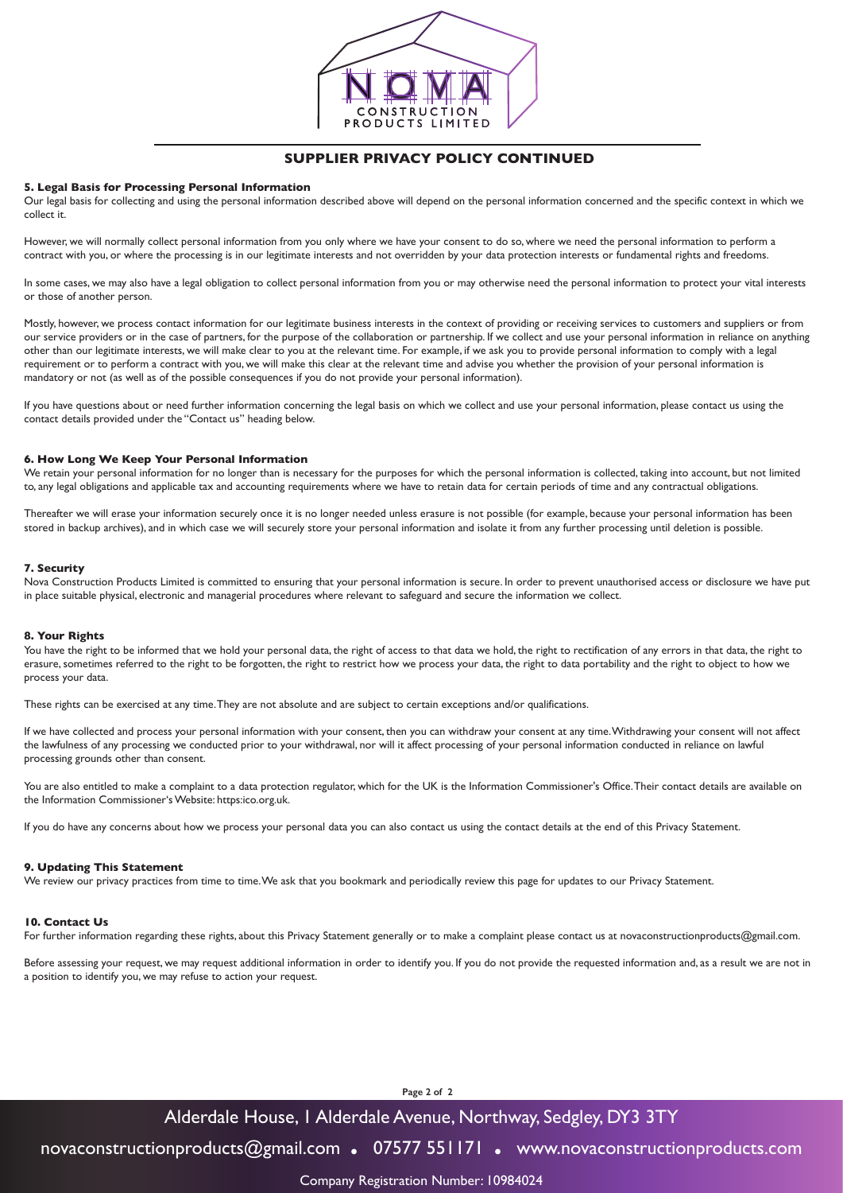## SUPPLIER PRIVACY POLICY CONTINUED

### 5. Legal Basis for Processing Personal Information

Our legal basis for collecting and using the personal information described above will depend on the personal information concerned and the specific context in which we collect it.

However, we will normally collect personal information from you only where we have your consent to do so, where we need the personal information to perform a contract with you, or where the processing is in our legitimate interests and not overridden by your data protection interests or fundamental rights and freedoms.

In some cases, we may also have a legal obligation to collect personal information from you or may otherwise need the personal information to protect your vital interests or those of another person.

Mostly, however, we process contact information for our legitimate business interests in the context of providing or receiving services to customers and suppliers or from our service providers or in the case of partners, for the purpose of the collaboration or partnership. If we collect and use your personal information in reliance on anything other than our legitimate interests, we will make clear to you at the relevant time. For example, if we ask you to provide personal information to comply with a legal requirement or to perform a contract with you, we will make this clear at the relevant time and advise you whether the provision of your personal information is mandatory or not (as well as of the possible consequences if you do not provide your personal information).

If you have questions about or need further information concerning the legal basis on which we collect and use your personal information, please contact us using the contact details provided under the "Contact us" heading below.

### 6. How Long We Keep Your Personal Information

We retain your personal information for no longer than is necessary for the purposes for which the personal information is collected, taking into account, but not limited to, any legal obligations and applicable tax and accounting requirements where we have to retain data for certain periods of time and any contractual obligations.

Thereafter we will erase your information securely once it is no longer needed unless erasure is not possible (for example, because your personal information has been stored in backup archives), and in which case we will securely store your personal information and isolate it from any further processing until deletion is possible.

### 7. Security

Nova Construction Products Limited is committed to ensuring that your personal information is secure. In order to prevent unauthorised access or disclosure we have put in place suitable physical, electronic and managerial procedures where relevant to safeguard and secure the information we collect.

### 8. Your Rights

You have the right to be informed that we hold your personal data, the right of access to that data we hold, the right to rectification of any errors in that data, the right to erasure, sometimes referred to the right to be forgotten, the right to restrict how we process your data, the right to data portability and the right to object to how we process your data.

These rights can be exercised at any time. They are not absolute and are subject to certain exceptions and/or qualifications.

If we have collected and process your personal information with your consent, then you can withdraw your consent at any time. Withdrawing your consent will not affect the lawfulness of any processing we conducted prior to your withdrawal, nor will it affect processing of your personal information conducted in reliance on lawful processing grounds other than consent.

You are also entitled to make a complaint to a data protection regulator, which for the UK is the Information Commissioner's Office. Their contact details are available on the Information Commissioner's Website: https:ico.org.uk.

If you do have any concerns about how we process your personal data you can also contact us using the contact details at the end of this Privacy Statement.

### 9. Updating This Statement

We review our privacy practices from time to time. We ask that you bookmark and periodically review this page for updates to our Privacy Statement.

### 10. Contact Us

For further information regarding these rights, about this Privacy Statement generally or to make a complaint please contact us at novaconstructionproducts@gmail.com.

Before assessing your request, we may request additional information in order to identify you. If you do not provide the requested information and, as a result we are not in a position to identify you, we may refuse to action your request.

Alderdale House, 1 Alderdale Avenue, Northway, Sedgley, DY3 3TY

novaconstructionproducts@gmail.com • 07577 551171 • www.novaconstructionproducts.com

Company Registration Number: 10984024